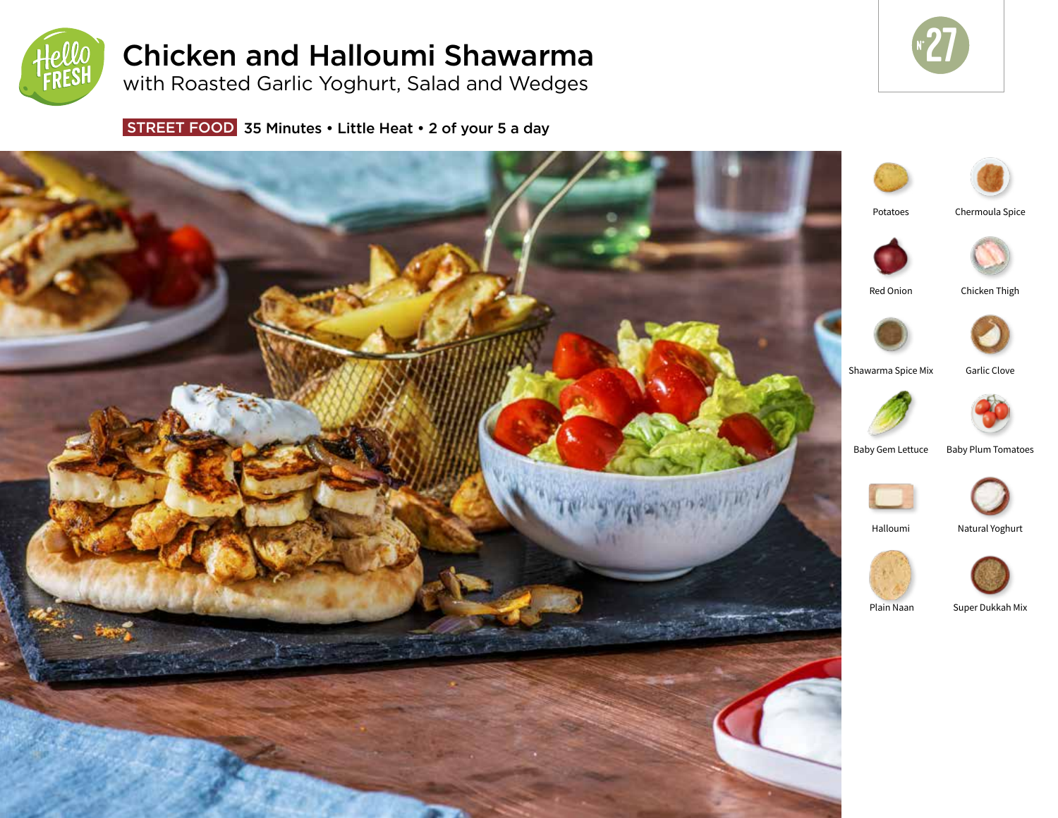# Chicken and Halloumi Shawarma

## with Roasted Garlic Yoghurt, Salad and Wedges

**STREET FOOD** 35 Minutes • Little Heat • 2 of your 5 a day

N° 27

- Potatoes
- Chermoula Spice
- Red Onion
- Chicken Thigh
- Shawarma Spice Mix
- Garlic Clove
- Baby Gem Lettuce
- Baby Plum Tomatoes
- Halloumi
- Natural Yoghurt
- Plain Naan
- Super Dukkah Mix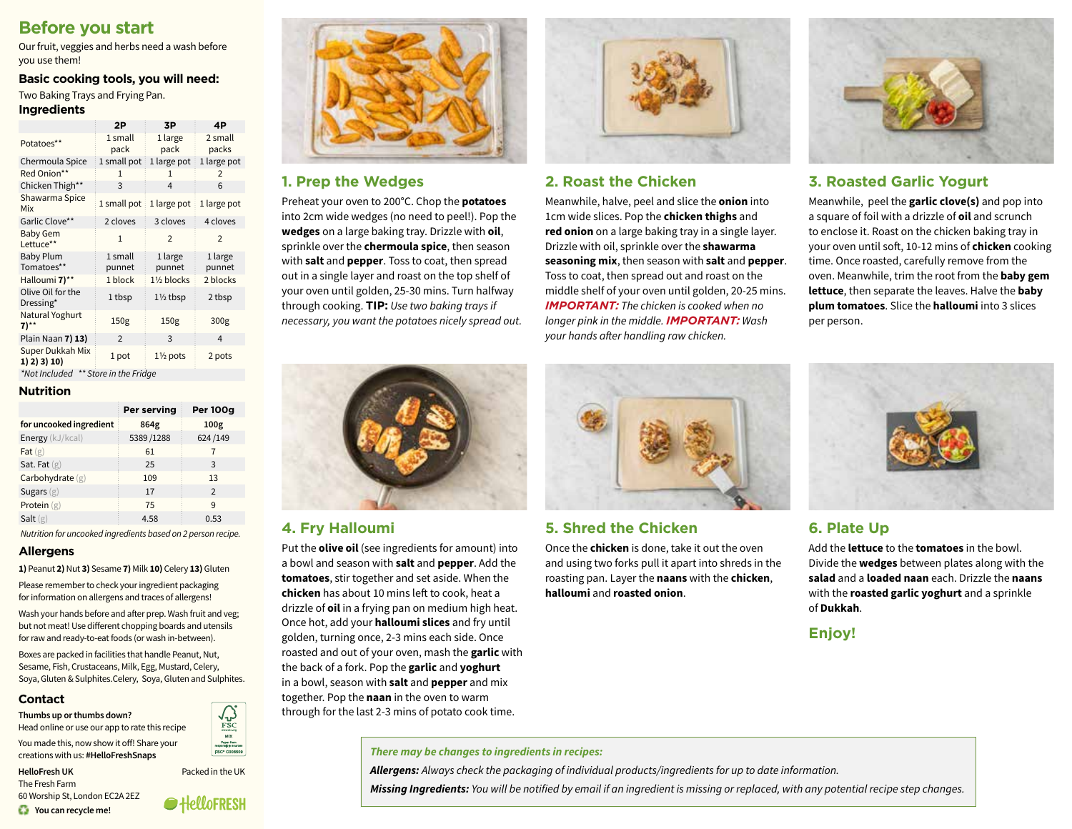## Before you start

Our fruit, veggies and herbs need a wash before you use them!

### Basic cooking tools, you will need:

Two Baking Trays and Frying Pan.

### Ingredients

| | 2P | 3P | 4P |
|---|---|---|---|
| Potatoes** | 1 small pack | 1 large pack | 2 small packs |
| Chermoula Spice | 1 small pot | 1 large pot | 1 large pot |
| Red Onion** | 1 | 1 | 2 |
| Chicken Thigh** | 3 | 4 | 6 |
| Shawarma Spice Mix | 1 small pot | 1 large pot | 1 large pot |
| Garlic Clove** | 2 cloves | 3 cloves | 4 cloves |
| Baby Gem Lettuce** | 1 | 2 | 2 |
| Baby Plum Tomatoes** | 1 small punnet | 1 large punnet | 1 large punnet |
| Halloumi **7)**** | 1 block | 1½ blocks | 2 blocks |
| Olive Oil for the Dressing* | 1 tbsp | 1½ tbsp | 2 tbsp |
| Natural Yoghurt **7)**** | 150g | 150g | 300g |
| Plain Naan **7) 13)** | 2 | 3 | 4 |
| Super Dukkah Mix **1) 2) 3) 10)** | 1 pot | 1½ pots | 2 pots |

*Not Included  ** Store in the Fridge*

### Nutrition

| | Per serving | Per 100g |
|---|---|---|
| **for uncooked ingredient** | **864g** | **100g** |
| Energy (kJ/kcal) | 5389 /1288 | 624 /149 |
| Fat (g) | 61 | 7 |
| Sat. Fat (g) | 25 | 3 |
| Carbohydrate (g) | 109 | 13 |
| Sugars (g) | 17 | 2 |
| Protein (g) | 75 | 9 |
| Salt (g) | 4.58 | 0.53 |

*Nutrition for uncooked ingredients based on 2 person recipe.*

### Allergens

**1)** Peanut **2)** Nut **3)** Sesame **7)** Milk **10)** Celery **13)** Gluten

Please remember to check your ingredient packaging for information on allergens and traces of allergens!

Wash your hands before and after prep. Wash fruit and veg; but not meat! Use different chopping boards and utensils for raw and ready-to-eat foods (or wash in-between).

Boxes are packed in facilities that handle Peanut, Nut, Sesame, Fish, Crustaceans, Milk, Egg, Mustard, Celery, Soya, Gluten & Sulphites.Celery, Soya, Gluten and Sulphites.

### Contact

**Thumbs up or thumbs down?**
Head online or use our app to rate this recipe

You made this, now show it off! Share your creations with us: **#HelloFreshSnaps**

**HelloFresh UK**
The Fresh Farm
60 Worship St, London EC2A 2EZ

Packed in the UK

**You can recycle me!**

## 1. Prep the Wedges

Preheat your oven to 200°C. Chop the **potatoes** into 2cm wide wedges (no need to peel!). Pop the **wedges** on a large baking tray. Drizzle with **oil**, sprinkle over the **chermoula spice**, then season with **salt** and **pepper**. Toss to coat, then spread out in a single layer and roast on the top shelf of your oven until golden, 25-30 mins. Turn halfway through cooking. **TIP:** *Use two baking trays if necessary, you want the potatoes nicely spread out.*

## 2. Roast the Chicken

Meanwhile, halve, peel and slice the **onion** into 1cm wide slices. Pop the **chicken thighs** and **red onion** on a large baking tray in a single layer. Drizzle with oil, sprinkle over the **shawarma seasoning mix**, then season with **salt** and **pepper**. Toss to coat, then spread out and roast on the middle shelf of your oven until golden, 20-25 mins. ***IMPORTANT:*** *The chicken is cooked when no longer pink in the middle.* ***IMPORTANT:*** *Wash your hands after handling raw chicken.*

## 3. Roasted Garlic Yogurt

Meanwhile, peel the **garlic clove(s)** and pop into a square of foil with a drizzle of **oil** and scrunch to enclose it. Roast on the chicken baking tray in your oven until soft, 10-12 mins of **chicken** cooking time. Once roasted, carefully remove from the oven. Meanwhile, trim the root from the **baby gem lettuce**, then separate the leaves. Halve the **baby plum tomatoes**. Slice the **halloumi** into 3 slices per person.

## 4. Fry Halloumi

Put the **olive oil** (see ingredients for amount) into a bowl and season with **salt** and **pepper**. Add the **tomatoes**, stir together and set aside. When the **chicken** has about 10 mins left to cook, heat a drizzle of **oil** in a frying pan on medium high heat. Once hot, add your **halloumi slices** and fry until golden, turning once, 2-3 mins each side. Once roasted and out of your oven, mash the **garlic** with the back of a fork. Pop the **garlic** and **yoghurt** in a bowl, season with **salt** and **pepper** and mix together. Pop the **naan** in the oven to warm through for the last 2-3 mins of potato cook time.

## 5. Shred the Chicken

Once the **chicken** is done, take it out the oven and using two forks pull it apart into shreds in the roasting pan. Layer the **naans** with the **chicken**, **halloumi** and **roasted onion**.

## 6. Plate Up

Add the **lettuce** to the **tomatoes** in the bowl. Divide the **wedges** between plates along with the **salad** and a **loaded naan** each. Drizzle the **naans** with the **roasted garlic yoghurt** and a sprinkle of **Dukkah**.

**Enjoy!**

***There may be changes to ingredients in recipes:***

***Allergens:*** *Always check the packaging of individual products/ingredients for up to date information.*

***Missing Ingredients:*** *You will be notified by email if an ingredient is missing or replaced, with any potential recipe step changes.*